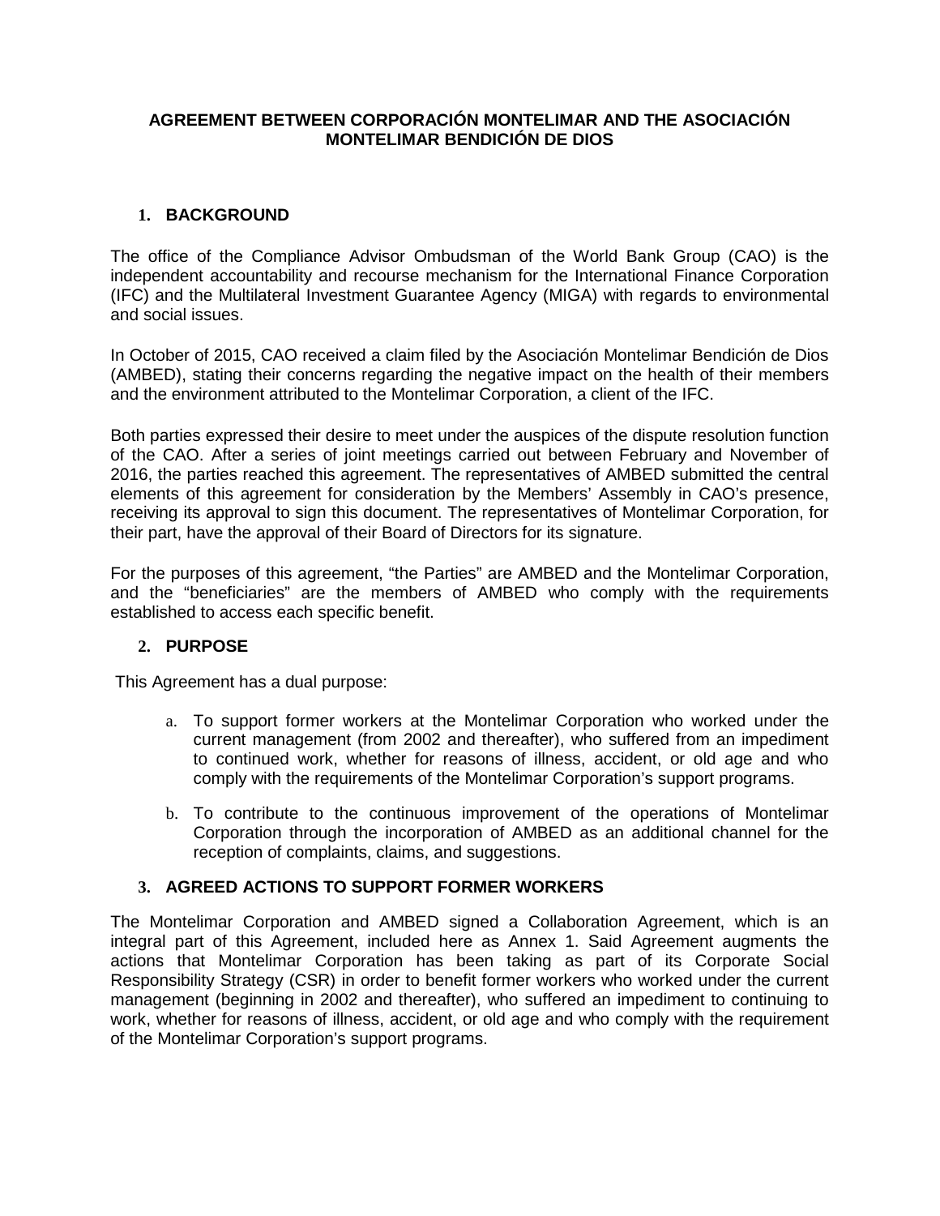# AGREEMENT BETWEEN CORPORACIÓN MONTELIMAR AND THE ASOCIACIÓN MONTELIMAR BENDICIÓN DE DIOS

## 1. BACKGROUND

The office of the Compliance Advisor Ombudsman of the World Bank Group (CAO) is the independent accountability and recourse mechanism for the International Finance Corporation (IFC) and the Multilateral Investment Guarantee Agency (MIGA) with regards to environmental and social issues.

In October of 2015, CAO received a claim filed by the Asociación Montelimar Bendición de Dios (AMBED), stating their concerns regarding the negative impact on the health of their members and the environment attributed to the Montelimar Corporation, a client of the IFC.

Both parties expressed their desire to meet under the auspices of the dispute resolution function of the CAO. After a series of joint meetings carried out between February and November of 2016, the parties reached this agreement. The representatives of AMBED submitted the central elements of this agreement for consideration by the Members' Assembly in CAO's presence, receiving its approval to sign this document. The representatives of Montelimar Corporation, for their part, have the approval of their Board of Directors for its signature.

For the purposes of this agreement, "the Parties" are AMBED and the Montelimar Corporation, and the "beneficiaries" are the members of AMBED who comply with the requirements established to access each specific benefit.

## 2. PURPOSE

This Agreement has a dual purpose:

a. To support former workers at the Montelimar Corporation who worked under the current management (from 2002 and thereafter), who suffered from an impediment to continued work, whether for reasons of illness, accident, or old age and who comply with the requirements of the Montelimar Corporation's support programs.

b. To contribute to the continuous improvement of the operations of Montelimar Corporation through the incorporation of AMBED as an additional channel for the reception of complaints, claims, and suggestions.

## 3. AGREED ACTIONS TO SUPPORT FORMER WORKERS

The Montelimar Corporation and AMBED signed a Collaboration Agreement, which is an integral part of this Agreement, included here as Annex 1. Said Agreement augments the actions that Montelimar Corporation has been taking as part of its Corporate Social Responsibility Strategy (CSR) in order to benefit former workers who worked under the current management (beginning in 2002 and thereafter), who suffered an impediment to continuing to work, whether for reasons of illness, accident, or old age and who comply with the requirement of the Montelimar Corporation's support programs.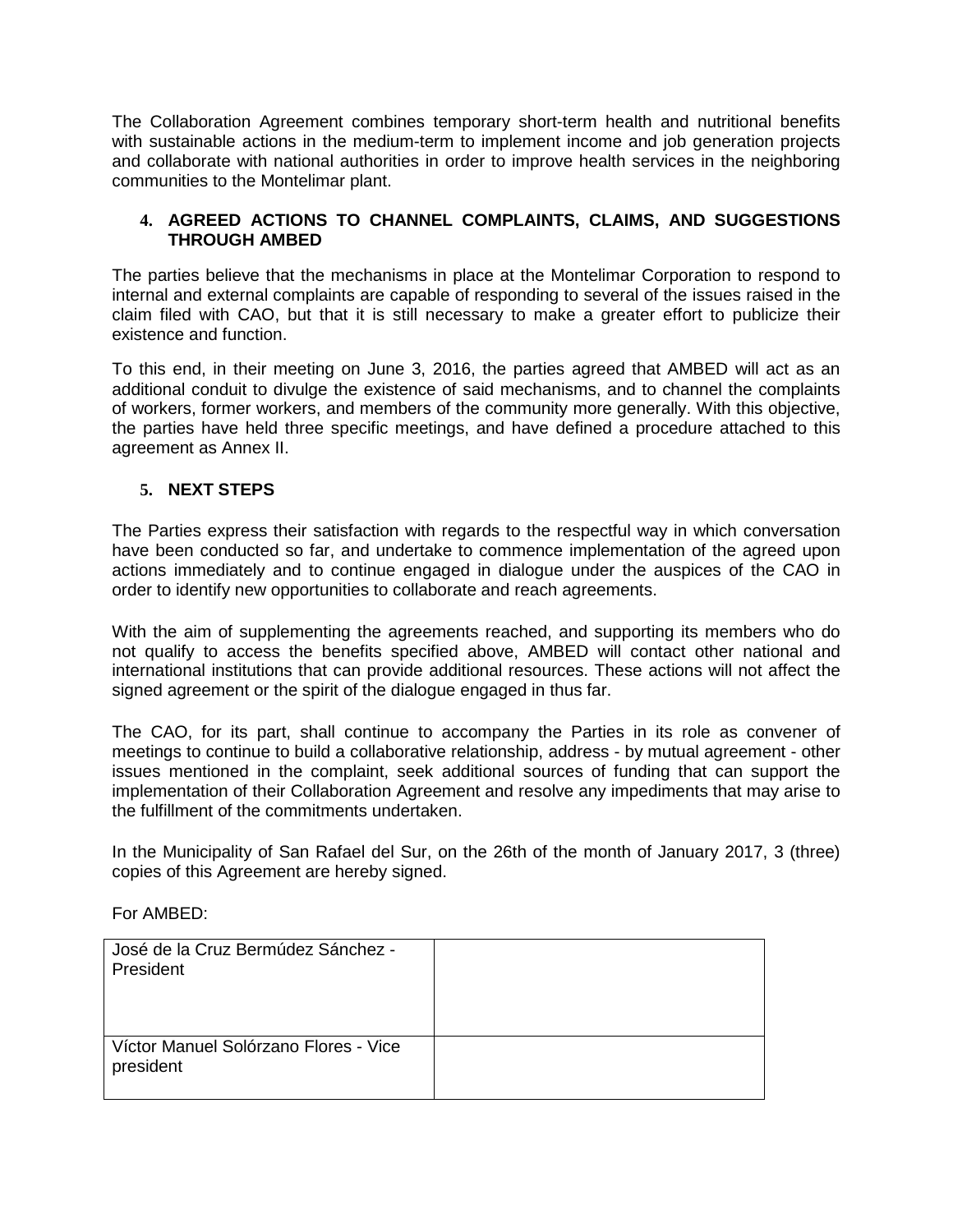The Collaboration Agreement combines temporary short-term health and nutritional benefits with sustainable actions in the medium-term to implement income and job generation projects and collaborate with national authorities in order to improve health services in the neighboring communities to the Montelimar plant.

## 4. AGREED ACTIONS TO CHANNEL COMPLAINTS, CLAIMS, AND SUGGESTIONS THROUGH AMBED

The parties believe that the mechanisms in place at the Montelimar Corporation to respond to internal and external complaints are capable of responding to several of the issues raised in the claim filed with CAO, but that it is still necessary to make a greater effort to publicize their existence and function.

To this end, in their meeting on June 3, 2016, the parties agreed that AMBED will act as an additional conduit to divulge the existence of said mechanisms, and to channel the complaints of workers, former workers, and members of the community more generally. With this objective, the parties have held three specific meetings, and have defined a procedure attached to this agreement as Annex II.

## 5. NEXT STEPS

The Parties express their satisfaction with regards to the respectful way in which conversation have been conducted so far, and undertake to commence implementation of the agreed upon actions immediately and to continue engaged in dialogue under the auspices of the CAO in order to identify new opportunities to collaborate and reach agreements.

With the aim of supplementing the agreements reached, and supporting its members who do not qualify to access the benefits specified above, AMBED will contact other national and international institutions that can provide additional resources. These actions will not affect the signed agreement or the spirit of the dialogue engaged in thus far.

The CAO, for its part, shall continue to accompany the Parties in its role as convener of meetings to continue to build a collaborative relationship, address - by mutual agreement - other issues mentioned in the complaint, seek additional sources of funding that can support the implementation of their Collaboration Agreement and resolve any impediments that may arise to the fulfillment of the commitments undertaken.

In the Municipality of San Rafael del Sur, on the 26th of the month of January 2017, 3 (three) copies of this Agreement are hereby signed.

For AMBED:

| | |
|---|---|
| José de la Cruz Bermúdez Sánchez - President | |
| Víctor Manuel Solórzano Flores - Vice president | |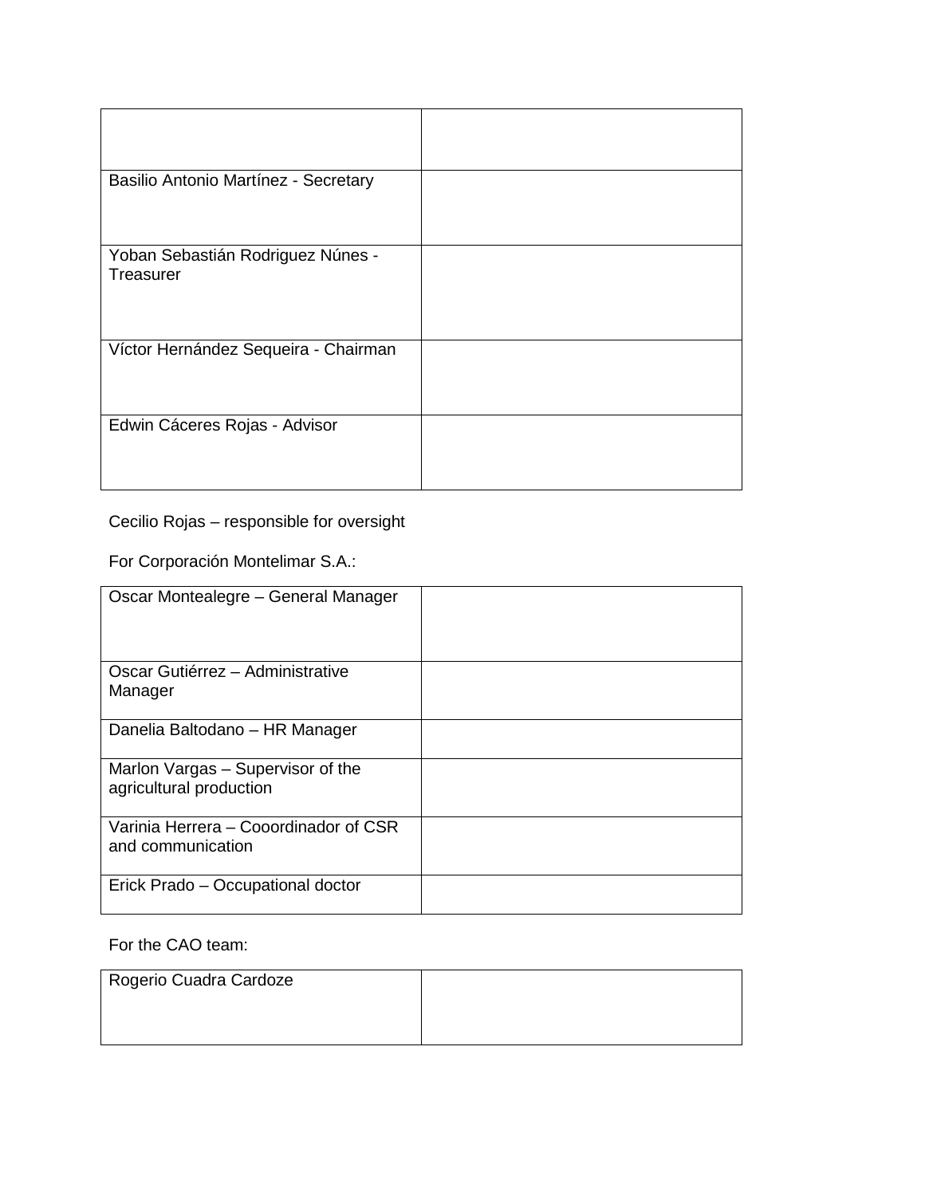| | |
|---|---|
| Basilio Antonio Martínez - Secretary | |
| Yoban Sebastián Rodriguez Núnes - Treasurer | |
| Víctor Hernández Sequeira - Chairman | |
| Edwin Cáceres Rojas - Advisor | |

Cecilio Rojas – responsible for oversight

For Corporación Montelimar S.A.:

| | |
|---|---|
| Oscar Montealegre – General Manager | |
| Oscar Gutiérrez – Administrative Manager | |
| Danelia Baltodano – HR Manager | |
| Marlon Vargas – Supervisor of the agricultural production | |
| Varinia Herrera – Cooordinador of CSR and communication | |
| Erick Prado – Occupational doctor | |

For the CAO team:

| | |
|---|---|
| Rogerio Cuadra Cardoze | |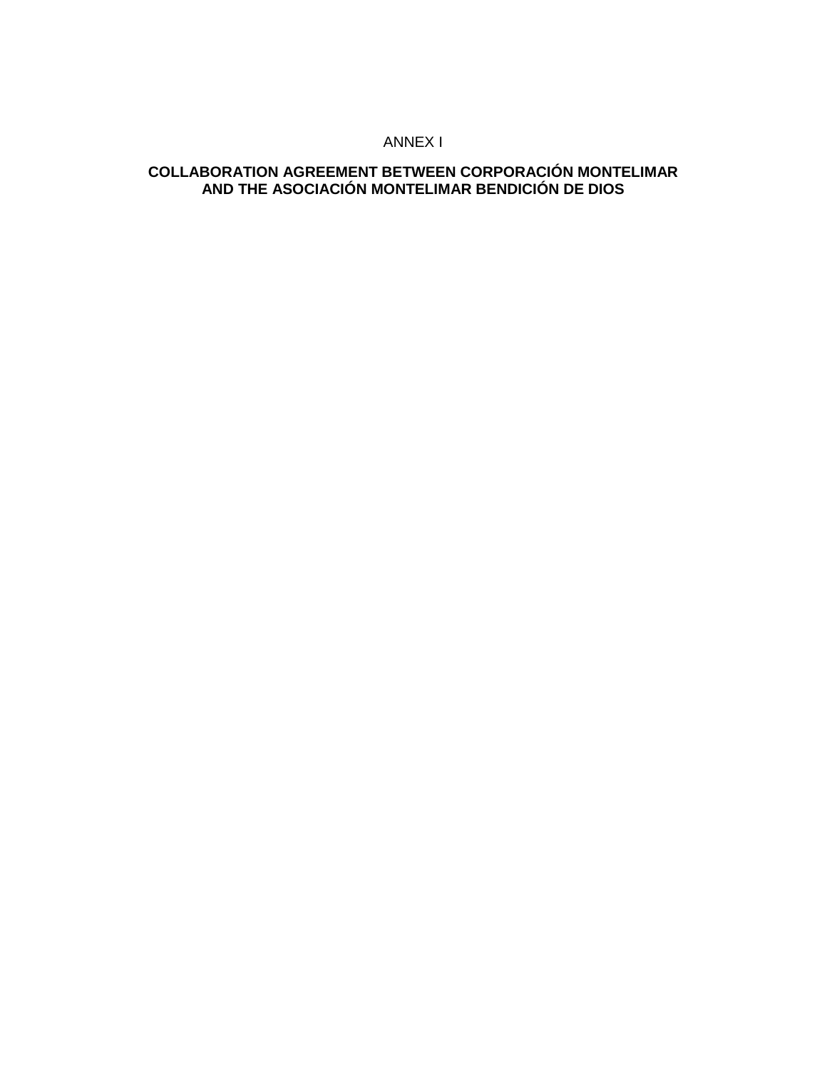ANNEX I

**COLLABORATION AGREEMENT BETWEEN CORPORACIÓN MONTELIMAR AND THE ASOCIACIÓN MONTELIMAR BENDICIÓN DE DIOS**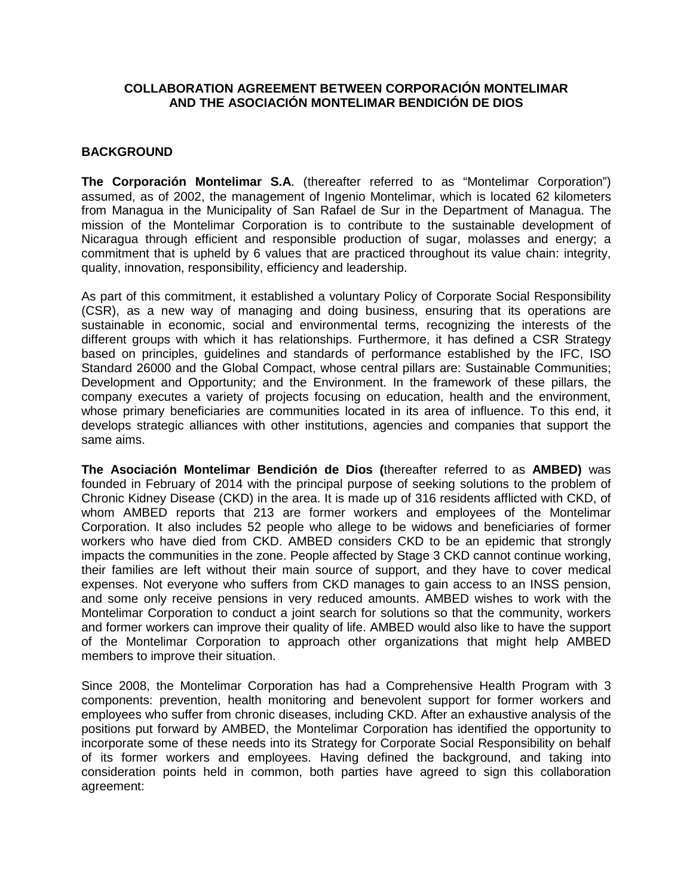# COLLABORATION AGREEMENT BETWEEN CORPORACIÓN MONTELIMAR AND THE ASOCIACIÓN MONTELIMAR BENDICIÓN DE DIOS

## BACKGROUND

**The Corporación Montelimar S.A**. (thereafter referred to as "Montelimar Corporation") assumed, as of 2002, the management of Ingenio Montelimar, which is located 62 kilometers from Managua in the Municipality of San Rafael de Sur in the Department of Managua. The mission of the Montelimar Corporation is to contribute to the sustainable development of Nicaragua through efficient and responsible production of sugar, molasses and energy; a commitment that is upheld by 6 values that are practiced throughout its value chain: integrity, quality, innovation, responsibility, efficiency and leadership.

As part of this commitment, it established a voluntary Policy of Corporate Social Responsibility (CSR), as a new way of managing and doing business, ensuring that its operations are sustainable in economic, social and environmental terms, recognizing the interests of the different groups with which it has relationships. Furthermore, it has defined a CSR Strategy based on principles, guidelines and standards of performance established by the IFC, ISO Standard 26000 and the Global Compact, whose central pillars are: Sustainable Communities; Development and Opportunity; and the Environment. In the framework of these pillars, the company executes a variety of projects focusing on education, health and the environment, whose primary beneficiaries are communities located in its area of influence. To this end, it develops strategic alliances with other institutions, agencies and companies that support the same aims.

**The Asociación Montelimar Bendición de Dios (**thereafter referred to as **AMBED)** was founded in February of 2014 with the principal purpose of seeking solutions to the problem of Chronic Kidney Disease (CKD) in the area. It is made up of 316 residents afflicted with CKD, of whom AMBED reports that 213 are former workers and employees of the Montelimar Corporation. It also includes 52 people who allege to be widows and beneficiaries of former workers who have died from CKD. AMBED considers CKD to be an epidemic that strongly impacts the communities in the zone. People affected by Stage 3 CKD cannot continue working, their families are left without their main source of support, and they have to cover medical expenses. Not everyone who suffers from CKD manages to gain access to an INSS pension, and some only receive pensions in very reduced amounts. AMBED wishes to work with the Montelimar Corporation to conduct a joint search for solutions so that the community, workers and former workers can improve their quality of life. AMBED would also like to have the support of the Montelimar Corporation to approach other organizations that might help AMBED members to improve their situation.

Since 2008, the Montelimar Corporation has had a Comprehensive Health Program with 3 components: prevention, health monitoring and benevolent support for former workers and employees who suffer from chronic diseases, including CKD. After an exhaustive analysis of the positions put forward by AMBED, the Montelimar Corporation has identified the opportunity to incorporate some of these needs into its Strategy for Corporate Social Responsibility on behalf of its former workers and employees. Having defined the background, and taking into consideration points held in common, both parties have agreed to sign this collaboration agreement: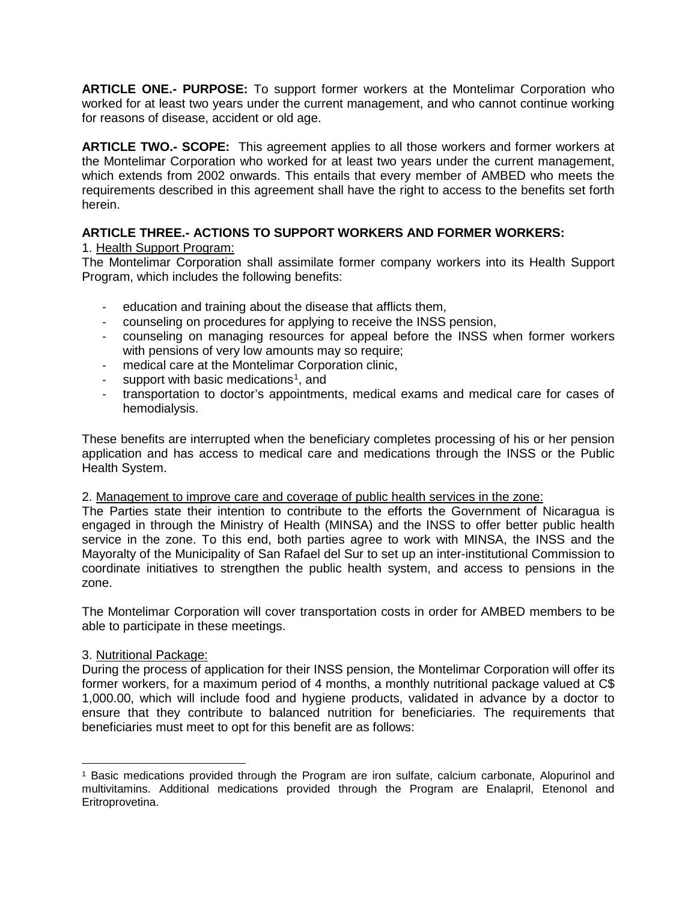**ARTICLE ONE.- PURPOSE:** To support former workers at the Montelimar Corporation who worked for at least two years under the current management, and who cannot continue working for reasons of disease, accident or old age.

**ARTICLE TWO.- SCOPE:** This agreement applies to all those workers and former workers at the Montelimar Corporation who worked for at least two years under the current management, which extends from 2002 onwards. This entails that every member of AMBED who meets the requirements described in this agreement shall have the right to access to the benefits set forth herein.

**ARTICLE THREE.- ACTIONS TO SUPPORT WORKERS AND FORMER WORKERS:**

1. Health Support Program:

The Montelimar Corporation shall assimilate former company workers into its Health Support Program, which includes the following benefits:

- education and training about the disease that afflicts them,
- counseling on procedures for applying to receive the INSS pension,
- counseling on managing resources for appeal before the INSS when former workers with pensions of very low amounts may so require;
- medical care at the Montelimar Corporation clinic,
- support with basic medications[1], and
- transportation to doctor's appointments, medical exams and medical care for cases of hemodialysis.

These benefits are interrupted when the beneficiary completes processing of his or her pension application and has access to medical care and medications through the INSS or the Public Health System.

2. Management to improve care and coverage of public health services in the zone:

The Parties state their intention to contribute to the efforts the Government of Nicaragua is engaged in through the Ministry of Health (MINSA) and the INSS to offer better public health service in the zone. To this end, both parties agree to work with MINSA, the INSS and the Mayoralty of the Municipality of San Rafael del Sur to set up an inter-institutional Commission to coordinate initiatives to strengthen the public health system, and access to pensions in the zone.

The Montelimar Corporation will cover transportation costs in order for AMBED members to be able to participate in these meetings.

3. Nutritional Package:

During the process of application for their INSS pension, the Montelimar Corporation will offer its former workers, for a maximum period of 4 months, a monthly nutritional package valued at C$ 1,000.00, which will include food and hygiene products, validated in advance by a doctor to ensure that they contribute to balanced nutrition for beneficiaries. The requirements that beneficiaries must meet to opt for this benefit are as follows:

---

[1] Basic medications provided through the Program are iron sulfate, calcium carbonate, Alopurinol and multivitamins. Additional medications provided through the Program are Enalapril, Etenonol and Eritroprovetina.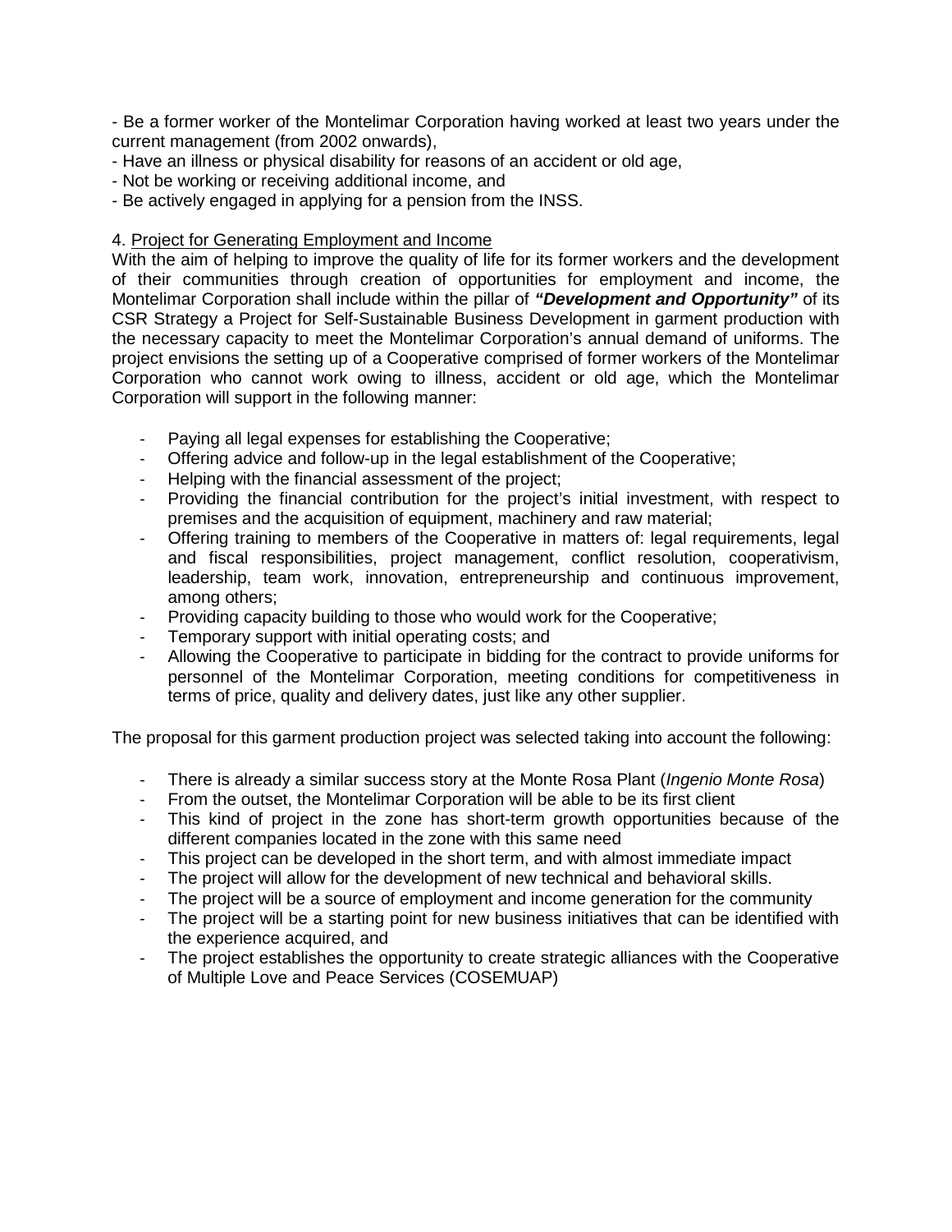- Be a former worker of the Montelimar Corporation having worked at least two years under the current management (from 2002 onwards),
- Have an illness or physical disability for reasons of an accident or old age,
- Not be working or receiving additional income, and
- Be actively engaged in applying for a pension from the INSS.

4. Project for Generating Employment and Income

With the aim of helping to improve the quality of life for its former workers and the development of their communities through creation of opportunities for employment and income, the Montelimar Corporation shall include within the pillar of ***"Development and Opportunity"*** of its CSR Strategy a Project for Self-Sustainable Business Development in garment production with the necessary capacity to meet the Montelimar Corporation's annual demand of uniforms. The project envisions the setting up of a Cooperative comprised of former workers of the Montelimar Corporation who cannot work owing to illness, accident or old age, which the Montelimar Corporation will support in the following manner:

- Paying all legal expenses for establishing the Cooperative;
- Offering advice and follow-up in the legal establishment of the Cooperative;
- Helping with the financial assessment of the project;
- Providing the financial contribution for the project's initial investment, with respect to premises and the acquisition of equipment, machinery and raw material;
- Offering training to members of the Cooperative in matters of: legal requirements, legal and fiscal responsibilities, project management, conflict resolution, cooperativism, leadership, team work, innovation, entrepreneurship and continuous improvement, among others;
- Providing capacity building to those who would work for the Cooperative;
- Temporary support with initial operating costs; and
- Allowing the Cooperative to participate in bidding for the contract to provide uniforms for personnel of the Montelimar Corporation, meeting conditions for competitiveness in terms of price, quality and delivery dates, just like any other supplier.

The proposal for this garment production project was selected taking into account the following:

- There is already a similar success story at the Monte Rosa Plant (*Ingenio Monte Rosa*)
- From the outset, the Montelimar Corporation will be able to be its first client
- This kind of project in the zone has short-term growth opportunities because of the different companies located in the zone with this same need
- This project can be developed in the short term, and with almost immediate impact
- The project will allow for the development of new technical and behavioral skills.
- The project will be a source of employment and income generation for the community
- The project will be a starting point for new business initiatives that can be identified with the experience acquired, and
- The project establishes the opportunity to create strategic alliances with the Cooperative of Multiple Love and Peace Services (COSEMUAP)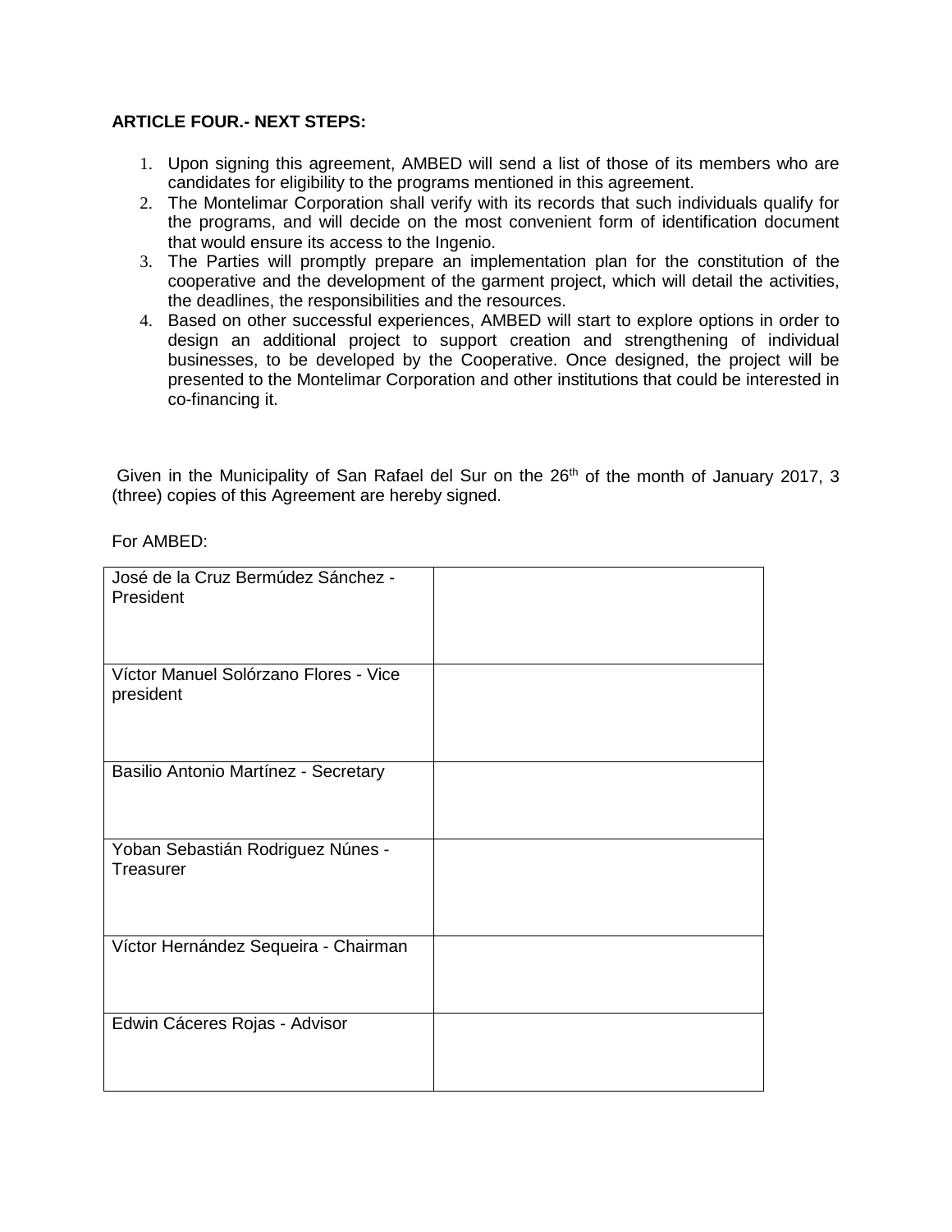**ARTICLE FOUR.- NEXT STEPS:**

1. Upon signing this agreement, AMBED will send a list of those of its members who are candidates for eligibility to the programs mentioned in this agreement.
2. The Montelimar Corporation shall verify with its records that such individuals qualify for the programs, and will decide on the most convenient form of identification document that would ensure its access to the Ingenio.
3. The Parties will promptly prepare an implementation plan for the constitution of the cooperative and the development of the garment project, which will detail the activities, the deadlines, the responsibilities and the resources.
4. Based on other successful experiences, AMBED will start to explore options in order to design an additional project to support creation and strengthening of individual businesses, to be developed by the Cooperative. Once designed, the project will be presented to the Montelimar Corporation and other institutions that could be interested in co-financing it.

Given in the Municipality of San Rafael del Sur on the 26th of the month of January 2017, 3 (three) copies of this Agreement are hereby signed.

For AMBED:

| | |
|---|---|
| José de la Cruz Bermúdez Sánchez - President | |
| Víctor Manuel Solórzano Flores - Vice president | |
| Basilio Antonio Martínez - Secretary | |
| Yoban Sebastián Rodriguez Núnes - Treasurer | |
| Víctor Hernández Sequeira - Chairman | |
| Edwin Cáceres Rojas - Advisor | |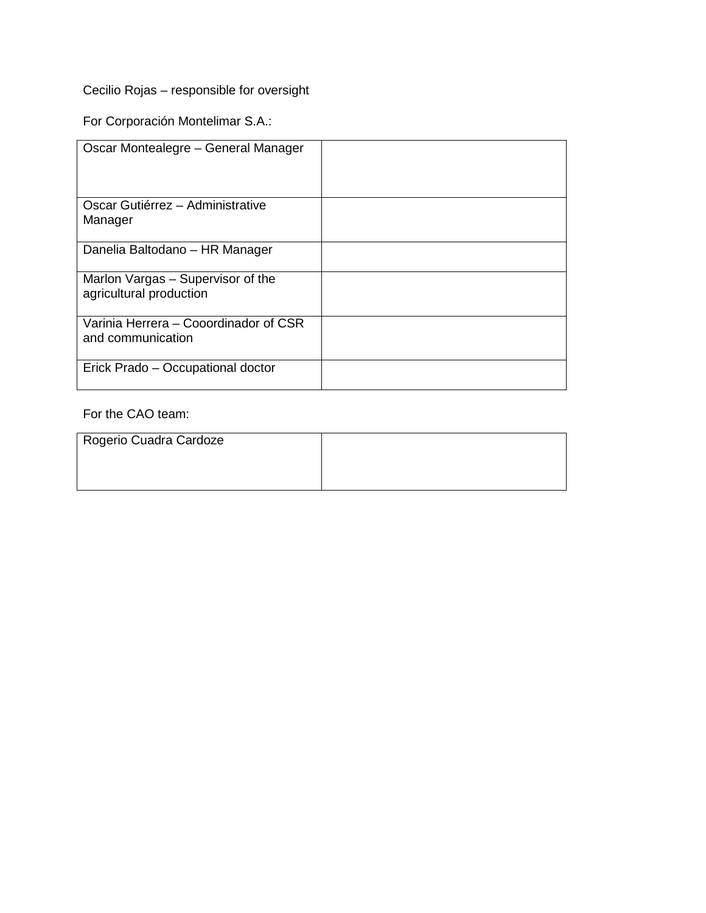Cecilio Rojas – responsible for oversight

For Corporación Montelimar S.A.:

| | |
|---|---|
| Oscar Montealegre – General Manager | |
| Oscar Gutiérrez – Administrative Manager | |
| Danelia Baltodano – HR Manager | |
| Marlon Vargas – Supervisor of the agricultural production | |
| Varinia Herrera – Cooordinador of CSR and communication | |
| Erick Prado – Occupational doctor | |

For the CAO team:

| | |
|---|---|
| Rogerio Cuadra Cardoze | |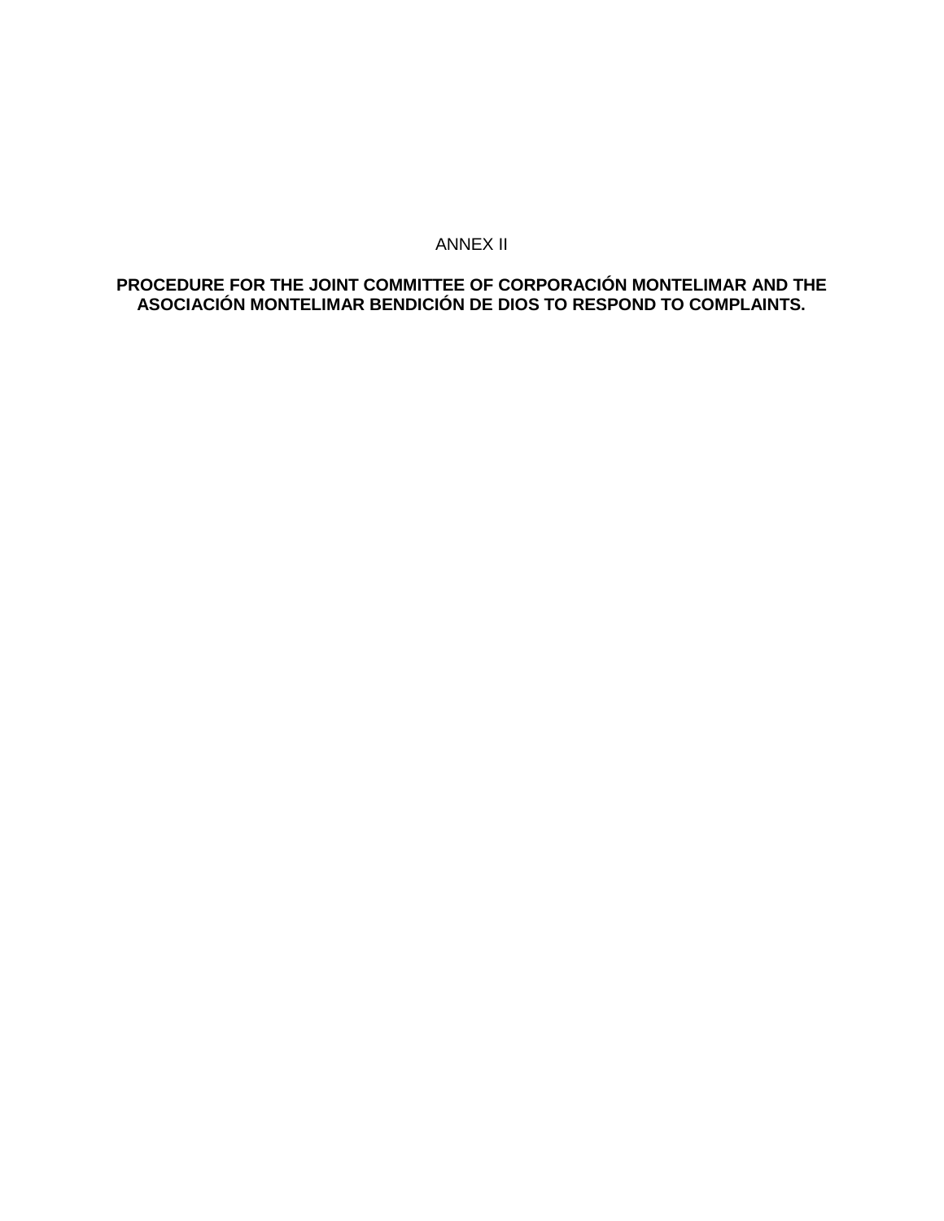ANNEX II

**PROCEDURE FOR THE JOINT COMMITTEE OF CORPORACIÓN MONTELIMAR AND THE ASOCIACIÓN MONTELIMAR BENDICIÓN DE DIOS TO RESPOND TO COMPLAINTS.**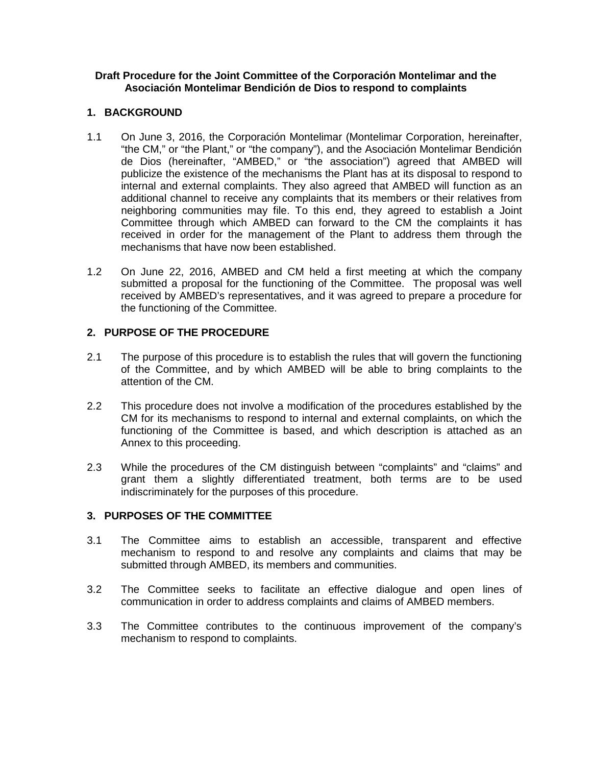**Draft Procedure for the Joint Committee of the Corporación Montelimar and the Asociación Montelimar Bendición de Dios to respond to complaints**

## 1. BACKGROUND

1.1 On June 3, 2016, the Corporación Montelimar (Montelimar Corporation, hereinafter, "the CM," or "the Plant," or "the company"), and the Asociación Montelimar Bendición de Dios (hereinafter, "AMBED," or "the association") agreed that AMBED will publicize the existence of the mechanisms the Plant has at its disposal to respond to internal and external complaints. They also agreed that AMBED will function as an additional channel to receive any complaints that its members or their relatives from neighboring communities may file. To this end, they agreed to establish a Joint Committee through which AMBED can forward to the CM the complaints it has received in order for the management of the Plant to address them through the mechanisms that have now been established.

1.2 On June 22, 2016, AMBED and CM held a first meeting at which the company submitted a proposal for the functioning of the Committee. The proposal was well received by AMBED's representatives, and it was agreed to prepare a procedure for the functioning of the Committee.

## 2. PURPOSE OF THE PROCEDURE

2.1 The purpose of this procedure is to establish the rules that will govern the functioning of the Committee, and by which AMBED will be able to bring complaints to the attention of the CM.

2.2 This procedure does not involve a modification of the procedures established by the CM for its mechanisms to respond to internal and external complaints, on which the functioning of the Committee is based, and which description is attached as an Annex to this proceeding.

2.3 While the procedures of the CM distinguish between "complaints" and "claims" and grant them a slightly differentiated treatment, both terms are to be used indiscriminately for the purposes of this procedure.

## 3. PURPOSES OF THE COMMITTEE

3.1 The Committee aims to establish an accessible, transparent and effective mechanism to respond to and resolve any complaints and claims that may be submitted through AMBED, its members and communities.

3.2 The Committee seeks to facilitate an effective dialogue and open lines of communication in order to address complaints and claims of AMBED members.

3.3 The Committee contributes to the continuous improvement of the company's mechanism to respond to complaints.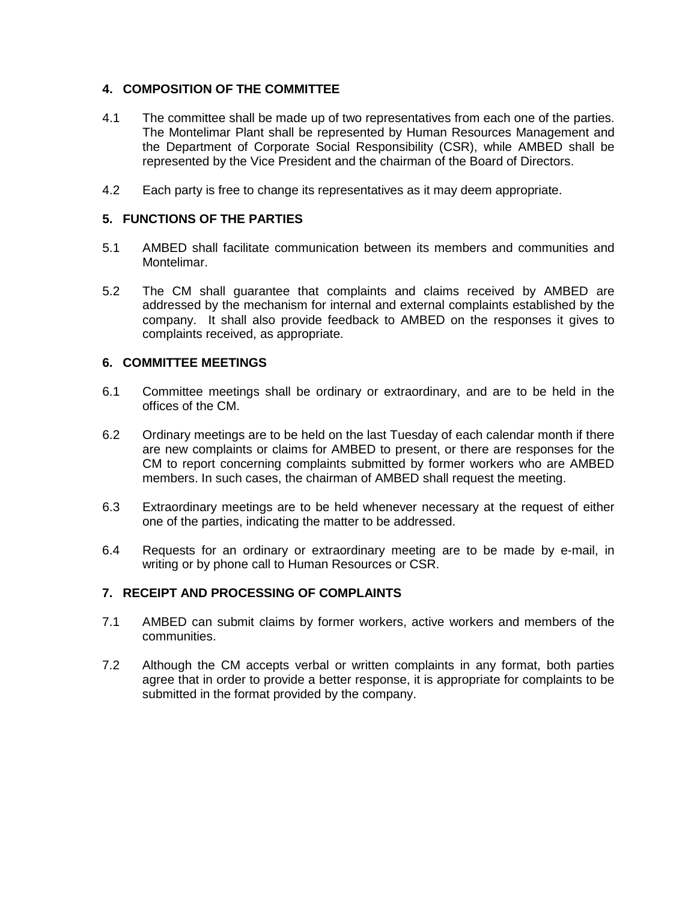## 4. COMPOSITION OF THE COMMITTEE

4.1 The committee shall be made up of two representatives from each one of the parties. The Montelimar Plant shall be represented by Human Resources Management and the Department of Corporate Social Responsibility (CSR), while AMBED shall be represented by the Vice President and the chairman of the Board of Directors.

4.2 Each party is free to change its representatives as it may deem appropriate.

## 5. FUNCTIONS OF THE PARTIES

5.1 AMBED shall facilitate communication between its members and communities and Montelimar.

5.2 The CM shall guarantee that complaints and claims received by AMBED are addressed by the mechanism for internal and external complaints established by the company. It shall also provide feedback to AMBED on the responses it gives to complaints received, as appropriate.

## 6. COMMITTEE MEETINGS

6.1 Committee meetings shall be ordinary or extraordinary, and are to be held in the offices of the CM.

6.2 Ordinary meetings are to be held on the last Tuesday of each calendar month if there are new complaints or claims for AMBED to present, or there are responses for the CM to report concerning complaints submitted by former workers who are AMBED members. In such cases, the chairman of AMBED shall request the meeting.

6.3 Extraordinary meetings are to be held whenever necessary at the request of either one of the parties, indicating the matter to be addressed.

6.4 Requests for an ordinary or extraordinary meeting are to be made by e-mail, in writing or by phone call to Human Resources or CSR.

## 7. RECEIPT AND PROCESSING OF COMPLAINTS

7.1 AMBED can submit claims by former workers, active workers and members of the communities.

7.2 Although the CM accepts verbal or written complaints in any format, both parties agree that in order to provide a better response, it is appropriate for complaints to be submitted in the format provided by the company.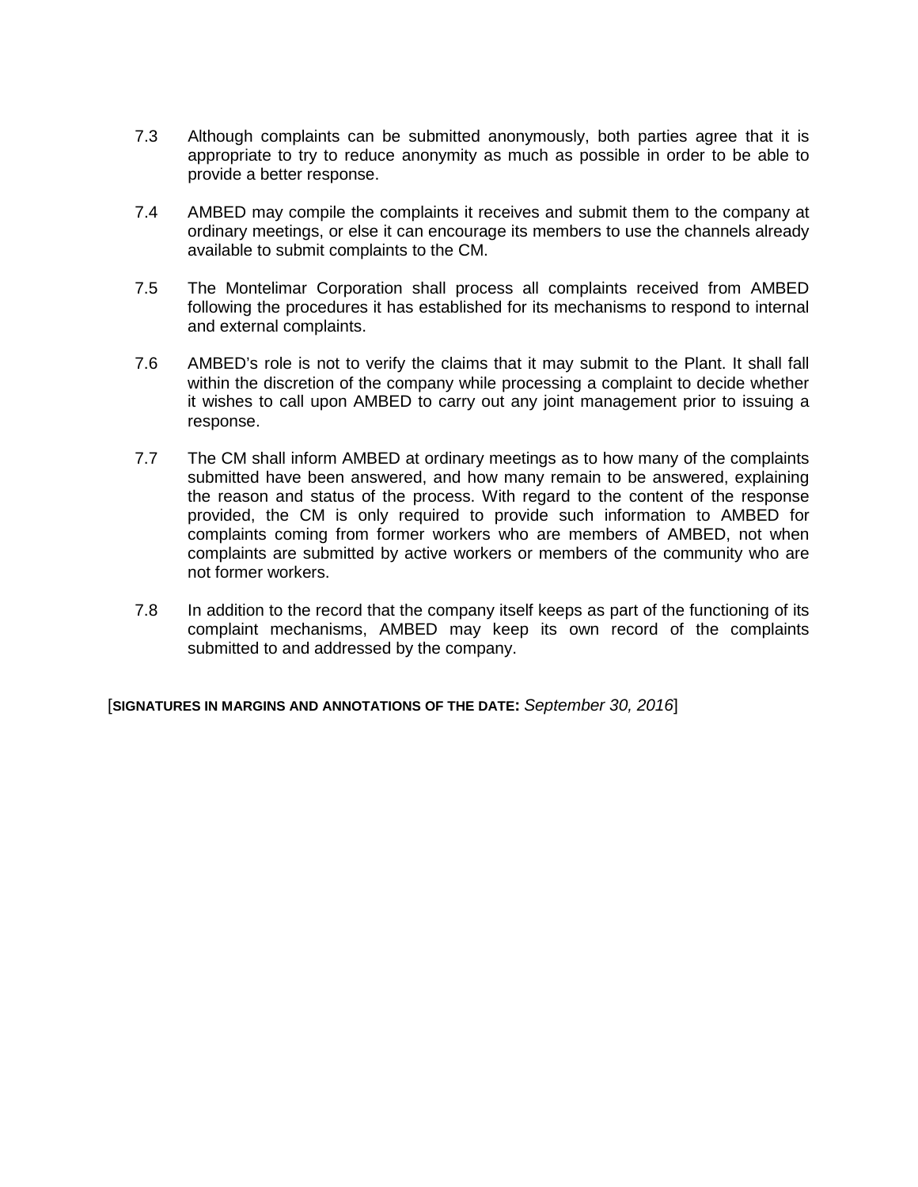7.3 Although complaints can be submitted anonymously, both parties agree that it is appropriate to try to reduce anonymity as much as possible in order to be able to provide a better response.

7.4 AMBED may compile the complaints it receives and submit them to the company at ordinary meetings, or else it can encourage its members to use the channels already available to submit complaints to the CM.

7.5 The Montelimar Corporation shall process all complaints received from AMBED following the procedures it has established for its mechanisms to respond to internal and external complaints.

7.6 AMBED's role is not to verify the claims that it may submit to the Plant. It shall fall within the discretion of the company while processing a complaint to decide whether it wishes to call upon AMBED to carry out any joint management prior to issuing a response.

7.7 The CM shall inform AMBED at ordinary meetings as to how many of the complaints submitted have been answered, and how many remain to be answered, explaining the reason and status of the process. With regard to the content of the response provided, the CM is only required to provide such information to AMBED for complaints coming from former workers who are members of AMBED, not when complaints are submitted by active workers or members of the community who are not former workers.

7.8 In addition to the record that the company itself keeps as part of the functioning of its complaint mechanisms, AMBED may keep its own record of the complaints submitted to and addressed by the company.

[**SIGNATURES IN MARGINS AND ANNOTATIONS OF THE DATE:** *September 30, 2016*]